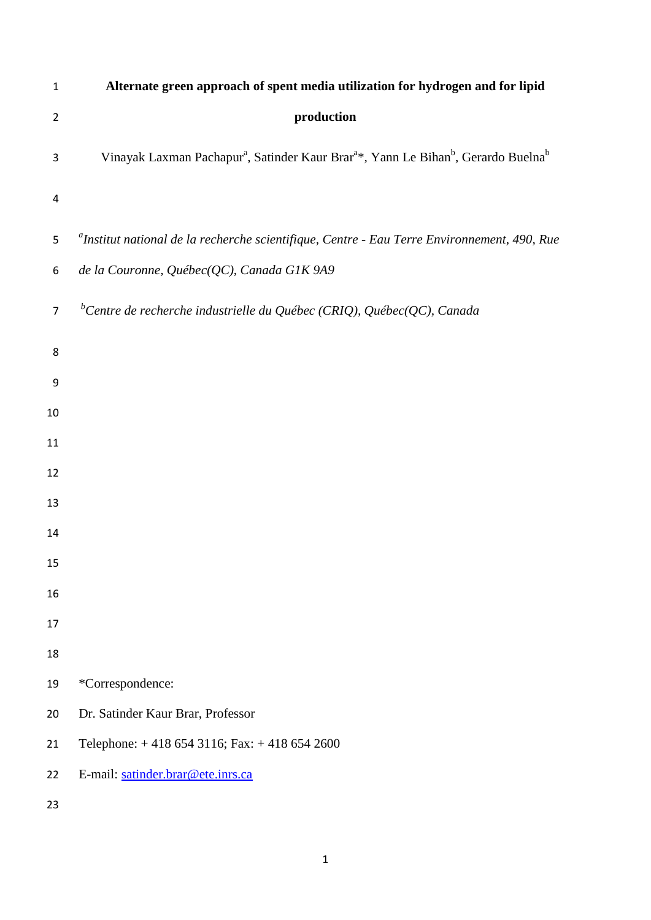# Alternate green approach of spent media utilization for hydrogen and for lipid production

Vinayak Laxman Pachapur[a], Satinder Kaur Brar[a]*, Yann Le Bihan[b], Gerardo Buelna[b]

[a]*Institut national de la recherche scientifique, Centre - Eau Terre Environnement, 490, Rue de la Couronne, Québec(QC), Canada G1K 9A9*

[b]*Centre de recherche industrielle du Québec (CRIQ), Québec(QC), Canada*

*Correspondence:

Dr. Satinder Kaur Brar, Professor

Telephone: + 418 654 3116; Fax: + 418 654 2600

E-mail: satinder.brar@ete.inrs.ca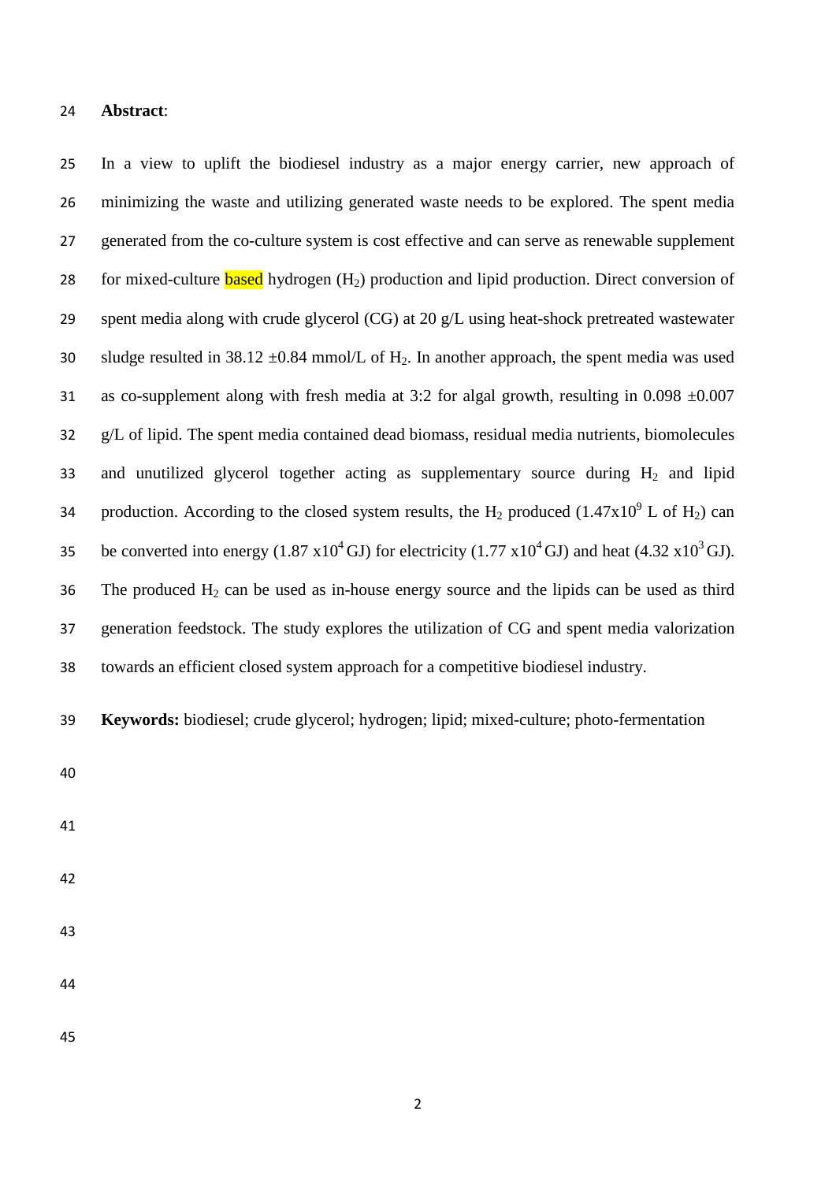**Abstract**:

In a view to uplift the biodiesel industry as a major energy carrier, new approach of minimizing the waste and utilizing generated waste needs to be explored. The spent media generated from the co-culture system is cost effective and can serve as renewable supplement for mixed-culture based hydrogen ($H_2$) production and lipid production. Direct conversion of spent media along with crude glycerol (CG) at 20 g/L using heat-shock pretreated wastewater sludge resulted in 38.12 ±0.84 mmol/L of $H_2$. In another approach, the spent media was used as co-supplement along with fresh media at 3:2 for algal growth, resulting in 0.098 ±0.007 g/L of lipid. The spent media contained dead biomass, residual media nutrients, biomolecules and unutilized glycerol together acting as supplementary source during $H_2$ and lipid production. According to the closed system results, the $H_2$ produced ($1.47 \times 10^9$ L of $H_2$) can be converted into energy ($1.87 \times 10^4$ GJ) for electricity ($1.77 \times 10^4$ GJ) and heat ($4.32 \times 10^3$ GJ). The produced $H_2$ can be used as in-house energy source and the lipids can be used as third generation feedstock. The study explores the utilization of CG and spent media valorization towards an efficient closed system approach for a competitive biodiesel industry.

**Keywords:** biodiesel; crude glycerol; hydrogen; lipid; mixed-culture; photo-fermentation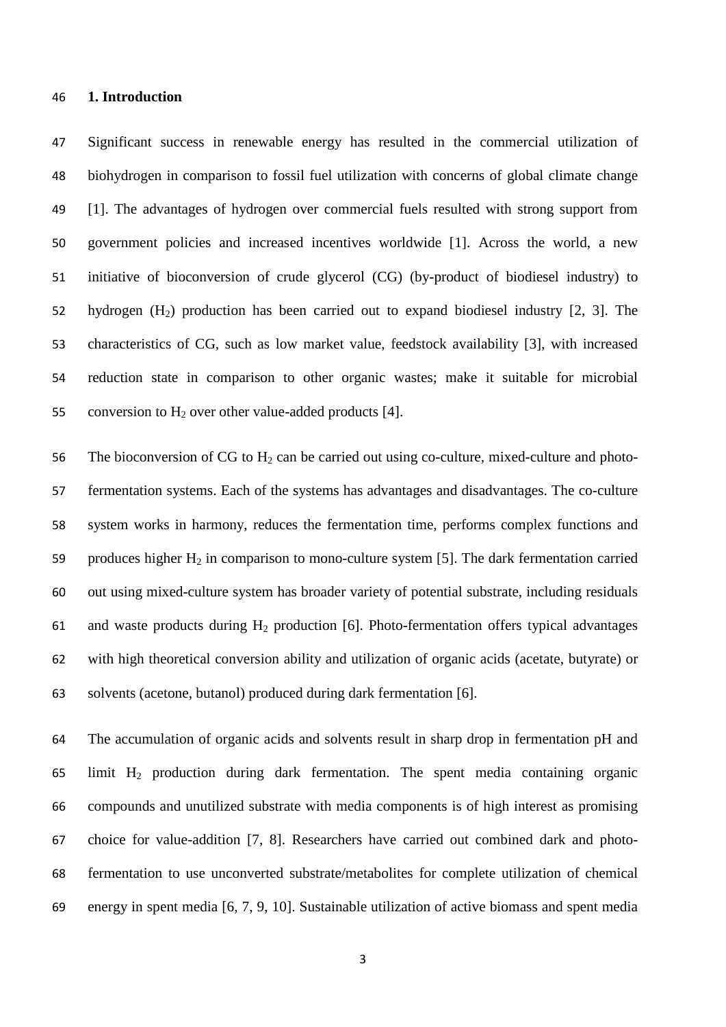## 1. Introduction

Significant success in renewable energy has resulted in the commercial utilization of biohydrogen in comparison to fossil fuel utilization with concerns of global climate change [1]. The advantages of hydrogen over commercial fuels resulted with strong support from government policies and increased incentives worldwide [1]. Across the world, a new initiative of bioconversion of crude glycerol (CG) (by-product of biodiesel industry) to hydrogen ($H_2$) production has been carried out to expand biodiesel industry [2, 3]. The characteristics of CG, such as low market value, feedstock availability [3], with increased reduction state in comparison to other organic wastes; make it suitable for microbial conversion to $H_2$ over other value-added products [4].

The bioconversion of CG to $H_2$ can be carried out using co-culture, mixed-culture and photo-fermentation systems. Each of the systems has advantages and disadvantages. The co-culture system works in harmony, reduces the fermentation time, performs complex functions and produces higher $H_2$ in comparison to mono-culture system [5]. The dark fermentation carried out using mixed-culture system has broader variety of potential substrate, including residuals and waste products during $H_2$ production [6]. Photo-fermentation offers typical advantages with high theoretical conversion ability and utilization of organic acids (acetate, butyrate) or solvents (acetone, butanol) produced during dark fermentation [6].

The accumulation of organic acids and solvents result in sharp drop in fermentation pH and limit $H_2$ production during dark fermentation. The spent media containing organic compounds and unutilized substrate with media components is of high interest as promising choice for value-addition [7, 8]. Researchers have carried out combined dark and photo-fermentation to use unconverted substrate/metabolites for complete utilization of chemical energy in spent media [6, 7, 9, 10]. Sustainable utilization of active biomass and spent media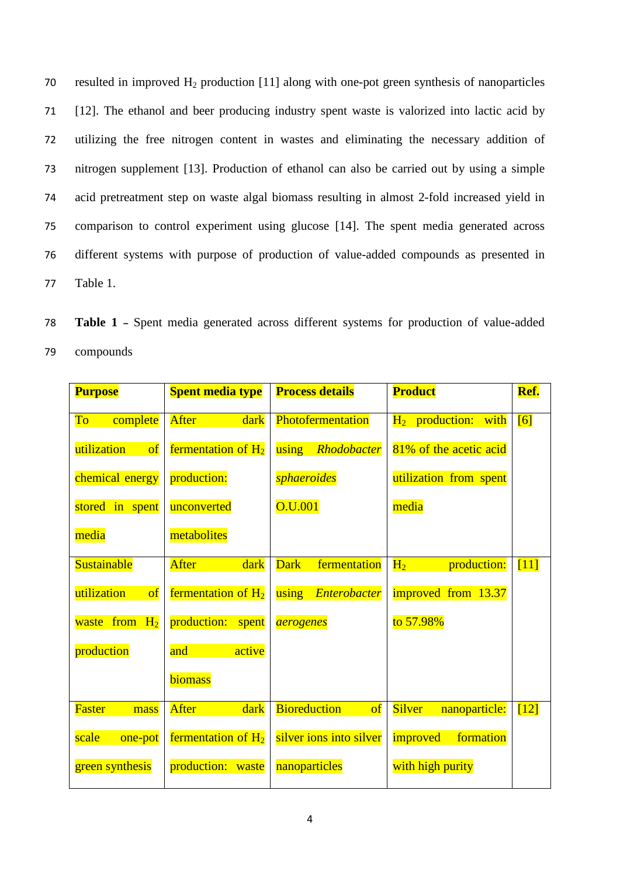resulted in improved $H_2$ production [11] along with one-pot green synthesis of nanoparticles [12]. The ethanol and beer producing industry spent waste is valorized into lactic acid by utilizing the free nitrogen content in wastes and eliminating the necessary addition of nitrogen supplement [13]. Production of ethanol can also be carried out by using a simple acid pretreatment step on waste algal biomass resulting in almost 2-fold increased yield in comparison to control experiment using glucose [14]. The spent media generated across different systems with purpose of production of value-added compounds as presented in Table 1.

**Table 1** – Spent media generated across different systems for production of value-added compounds

| **Purpose** | **Spent media type** | **Process details** | **Product** | **Ref.** |
|---|---|---|---|---|
| To complete utilization of chemical energy stored in spent media | After dark fermentation of $H_2$ production: unconverted metabolites | Photofermentation using *Rhodobacter sphaeroides* O.U.001 | $H_2$ production: with 81% of the acetic acid utilization from spent media | [6] |
| Sustainable utilization of waste from $H_2$ production | After dark fermentation of $H_2$ production: spent and active biomass | Dark fermentation using *Enterobacter aerogenes* | $H_2$ production: improved from 13.37 to 57.98% | [11] |
| Faster mass scale one-pot green synthesis | After dark fermentation of $H_2$ production: waste | Bioreduction of silver ions into silver nanoparticles | Silver nanoparticle: improved formation with high purity | [12] |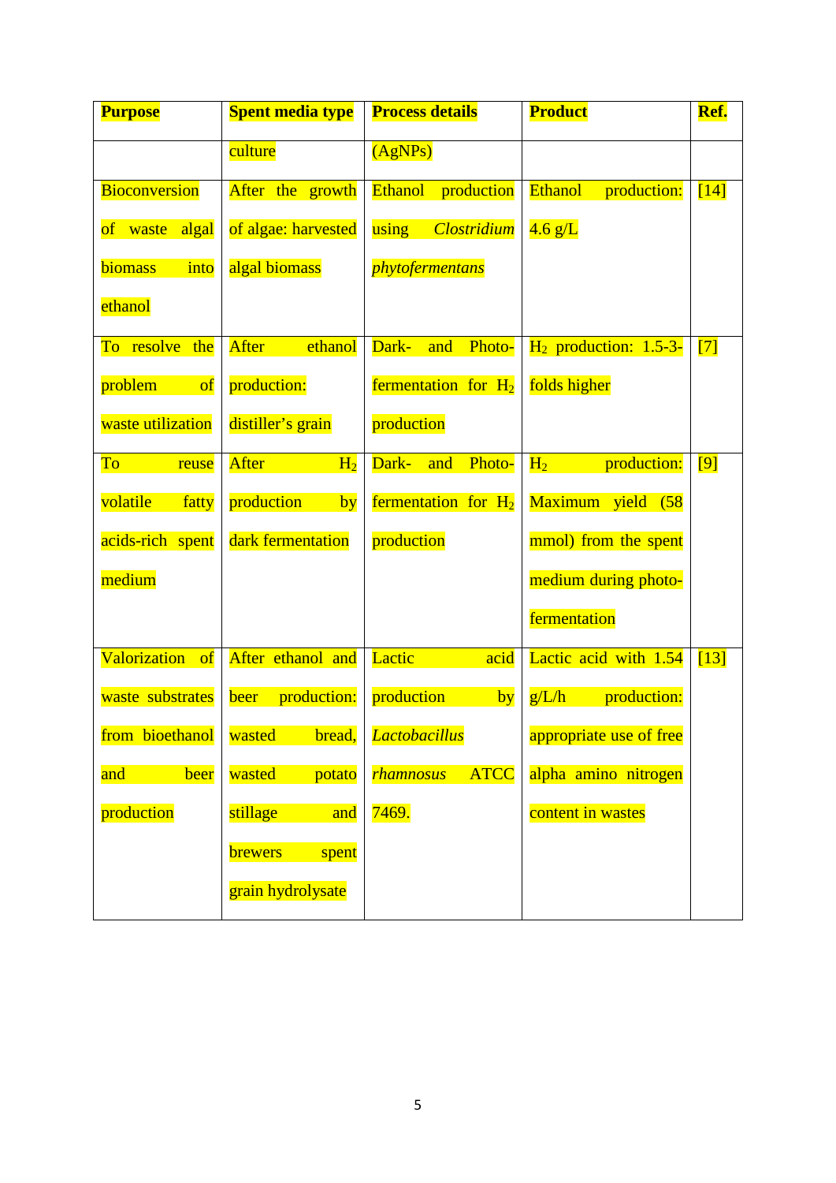| Purpose | Spent media type | Process details | Product | Ref. |
|---|---|---|---|---|
| | culture | (AgNPs) | | |
| Bioconversion of waste algal biomass into ethanol | After the growth of algae: harvested algal biomass | Ethanol production using *Clostridium phytofermentans* | Ethanol production: 4.6 g/L | [14] |
| To resolve the problem of waste utilization | After ethanol production: distiller's grain | Dark- and Photo-fermentation for $H_2$ production | $H_2$ production: 1.5-3-folds higher | [7] |
| To reuse volatile fatty acids-rich spent medium | After $H_2$ production by dark fermentation | Dark- and Photo-fermentation for $H_2$ production | $H_2$ production: Maximum yield (58 mmol) from the spent medium during photo-fermentation | [9] |
| Valorization of waste substrates from bioethanol and beer production | After ethanol and beer production: wasted bread, wasted potato stillage and brewers spent grain hydrolysate | Lactic acid production by *Lactobacillus rhamnosus* ATCC 7469. | Lactic acid with 1.54 g/L/h production: appropriate use of free alpha amino nitrogen content in wastes | [13] |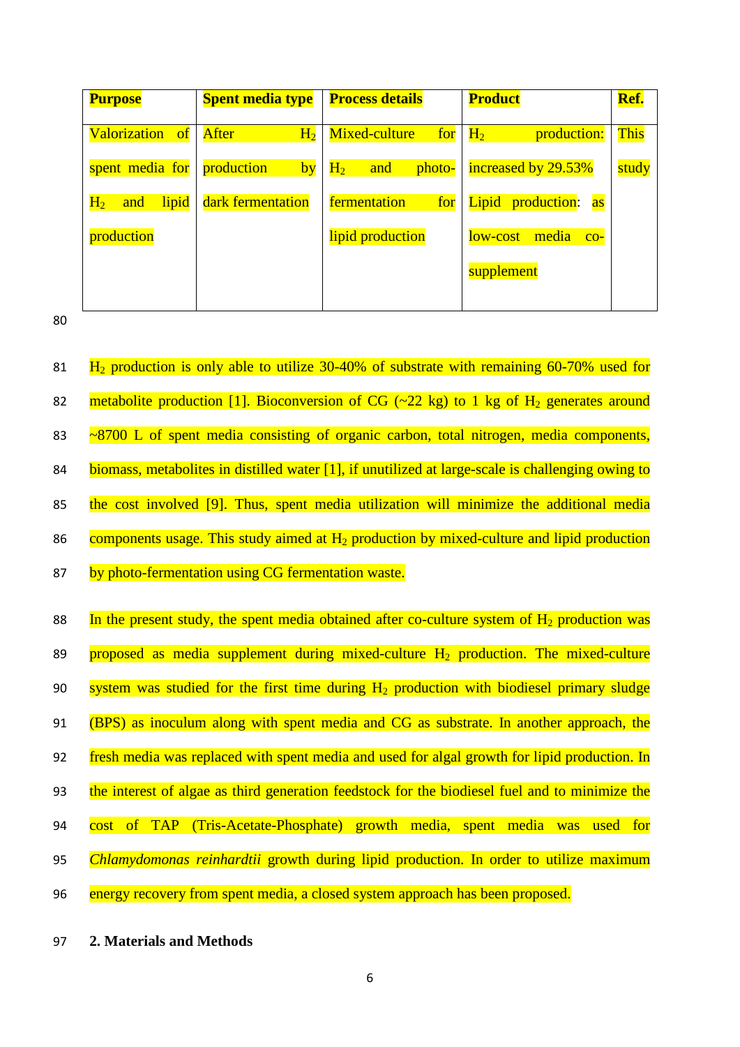| **Purpose** | **Spent media type** | **Process details** | **Product** | **Ref.** |
|---|---|---|---|---|
| Valorization of spent media for $H_2$ and lipid production | After $H_2$ production by dark fermentation | Mixed-culture for $H_2$ and photo-fermentation for lipid production | $H_2$ production: increased by 29.53% Lipid production: as low-cost media co-supplement | This study |

$H_2$ production is only able to utilize 30-40% of substrate with remaining 60-70% used for metabolite production [1]. Bioconversion of CG (~22 kg) to 1 kg of $H_2$ generates around ~8700 L of spent media consisting of organic carbon, total nitrogen, media components, biomass, metabolites in distilled water [1], if unutilized at large-scale is challenging owing to the cost involved [9]. Thus, spent media utilization will minimize the additional media components usage. This study aimed at $H_2$ production by mixed-culture and lipid production by photo-fermentation using CG fermentation waste.

In the present study, the spent media obtained after co-culture system of $H_2$ production was proposed as media supplement during mixed-culture $H_2$ production. The mixed-culture system was studied for the first time during $H_2$ production with biodiesel primary sludge (BPS) as inoculum along with spent media and CG as substrate. In another approach, the fresh media was replaced with spent media and used for algal growth for lipid production. In the interest of algae as third generation feedstock for the biodiesel fuel and to minimize the cost of TAP (Tris-Acetate-Phosphate) growth media, spent media was used for *Chlamydomonas reinhardtii* growth during lipid production. In order to utilize maximum energy recovery from spent media, a closed system approach has been proposed.

## 2. Materials and Methods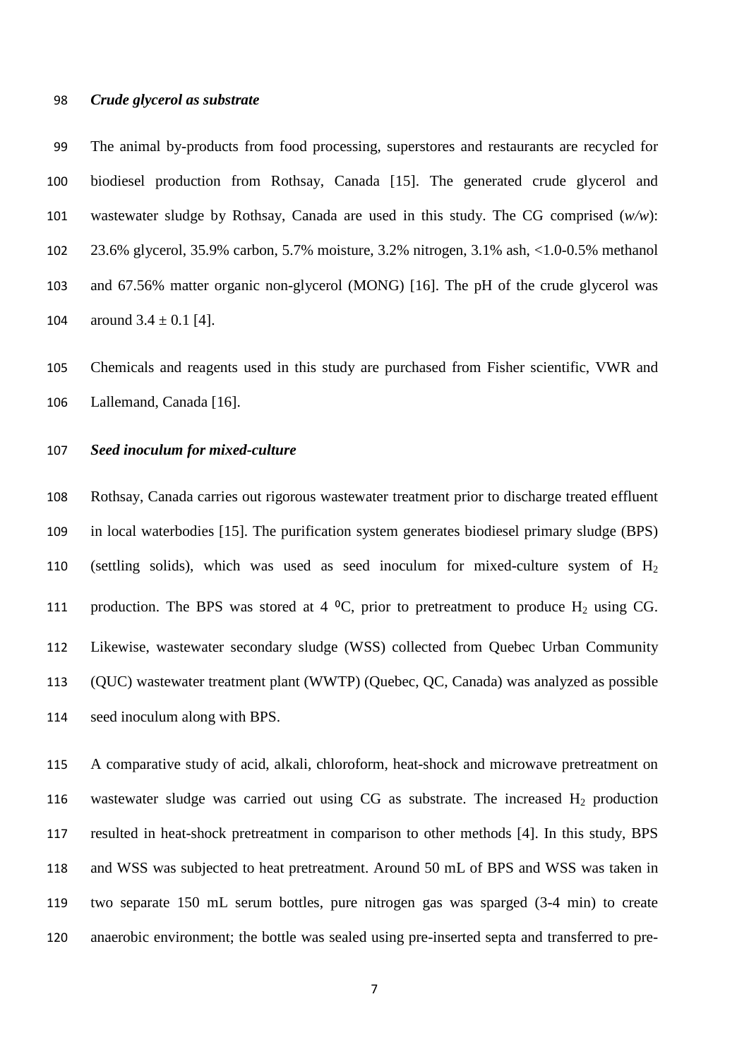***Crude glycerol as substrate***

The animal by-products from food processing, superstores and restaurants are recycled for biodiesel production from Rothsay, Canada [15]. The generated crude glycerol and wastewater sludge by Rothsay, Canada are used in this study. The CG comprised (*w/w*): 23.6% glycerol, 35.9% carbon, 5.7% moisture, 3.2% nitrogen, 3.1% ash, <1.0-0.5% methanol and 67.56% matter organic non-glycerol (MONG) [16]. The pH of the crude glycerol was around $3.4 \pm 0.1$ [4].

Chemicals and reagents used in this study are purchased from Fisher scientific, VWR and Lallemand, Canada [16].

***Seed inoculum for mixed-culture***

Rothsay, Canada carries out rigorous wastewater treatment prior to discharge treated effluent in local waterbodies [15]. The purification system generates biodiesel primary sludge (BPS) (settling solids), which was used as seed inoculum for mixed-culture system of $H_2$ production. The BPS was stored at 4 $^0$C, prior to pretreatment to produce $H_2$ using CG. Likewise, wastewater secondary sludge (WSS) collected from Quebec Urban Community (QUC) wastewater treatment plant (WWTP) (Quebec, QC, Canada) was analyzed as possible seed inoculum along with BPS.

A comparative study of acid, alkali, chloroform, heat-shock and microwave pretreatment on wastewater sludge was carried out using CG as substrate. The increased $H_2$ production resulted in heat-shock pretreatment in comparison to other methods [4]. In this study, BPS and WSS was subjected to heat pretreatment. Around 50 mL of BPS and WSS was taken in two separate 150 mL serum bottles, pure nitrogen gas was sparged (3-4 min) to create anaerobic environment; the bottle was sealed using pre-inserted septa and transferred to pre-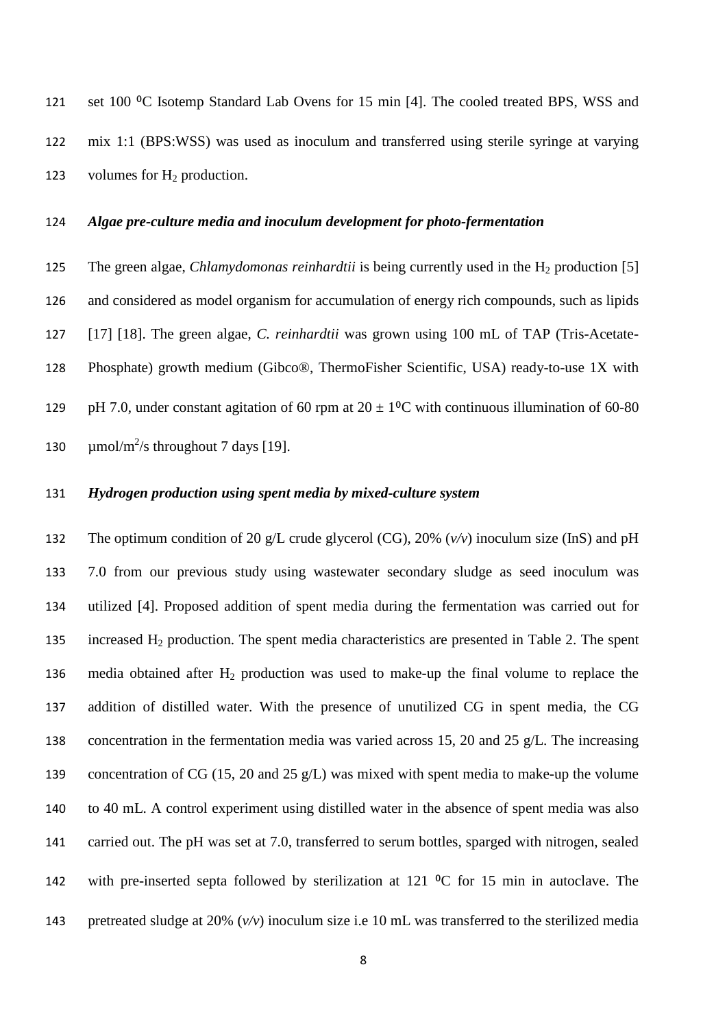set 100 ⁰C Isotemp Standard Lab Ovens for 15 min [4]. The cooled treated BPS, WSS and mix 1:1 (BPS:WSS) was used as inoculum and transferred using sterile syringe at varying volumes for $H_2$ production.

### *Algae pre-culture media and inoculum development for photo-fermentation*

The green algae, *Chlamydomonas reinhardtii* is being currently used in the $H_2$ production [5] and considered as model organism for accumulation of energy rich compounds, such as lipids [17] [18]. The green algae, *C. reinhardtii* was grown using 100 mL of TAP (Tris-Acetate-Phosphate) growth medium (Gibco®, ThermoFisher Scientific, USA) ready-to-use 1X with pH 7.0, under constant agitation of 60 rpm at $20 \pm 1$⁰C with continuous illumination of 60-80 µmol/m$^2$/s throughout 7 days [19].

### *Hydrogen production using spent media by mixed-culture system*

The optimum condition of 20 g/L crude glycerol (CG), 20% (*v/v*) inoculum size (InS) and pH 7.0 from our previous study using wastewater secondary sludge as seed inoculum was utilized [4]. Proposed addition of spent media during the fermentation was carried out for increased $H_2$ production. The spent media characteristics are presented in Table 2. The spent media obtained after $H_2$ production was used to make-up the final volume to replace the addition of distilled water. With the presence of unutilized CG in spent media, the CG concentration in the fermentation media was varied across 15, 20 and 25 g/L. The increasing concentration of CG (15, 20 and 25 g/L) was mixed with spent media to make-up the volume to 40 mL. A control experiment using distilled water in the absence of spent media was also carried out. The pH was set at 7.0, transferred to serum bottles, sparged with nitrogen, sealed with pre-inserted septa followed by sterilization at 121 ⁰C for 15 min in autoclave. The pretreated sludge at 20% (*v/v*) inoculum size i.e 10 mL was transferred to the sterilized media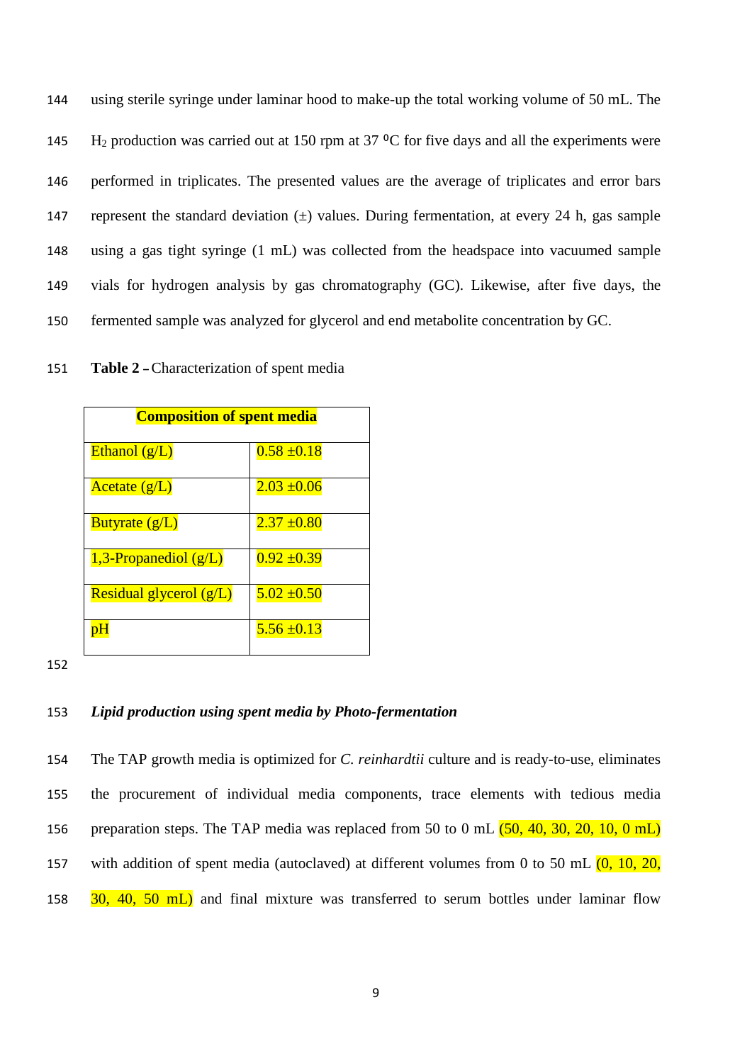using sterile syringe under laminar hood to make-up the total working volume of 50 mL. The $H_2$ production was carried out at 150 rpm at 37 $^0$C for five days and all the experiments were performed in triplicates. The presented values are the average of triplicates and error bars represent the standard deviation (±) values. During fermentation, at every 24 h, gas sample using a gas tight syringe (1 mL) was collected from the headspace into vacuumed sample vials for hydrogen analysis by gas chromatography (GC). Likewise, after five days, the fermented sample was analyzed for glycerol and end metabolite concentration by GC.

**Table 2 –** Characterization of spent media

| **Composition of spent media** | |
|---|---|
| Ethanol (g/L) | 0.58 ±0.18 |
| Acetate (g/L) | 2.03 ±0.06 |
| Butyrate (g/L) | 2.37 ±0.80 |
| 1,3-Propanediol (g/L) | 0.92 ±0.39 |
| Residual glycerol (g/L) | 5.02 ±0.50 |
| pH | 5.56 ±0.13 |

***Lipid production using spent media by Photo-fermentation***

The TAP growth media is optimized for *C. reinhardtii* culture and is ready-to-use, eliminates the procurement of individual media components, trace elements with tedious media preparation steps. The TAP media was replaced from 50 to 0 mL (50, 40, 30, 20, 10, 0 mL) with addition of spent media (autoclaved) at different volumes from 0 to 50 mL (0, 10, 20, 30, 40, 50 mL) and final mixture was transferred to serum bottles under laminar flow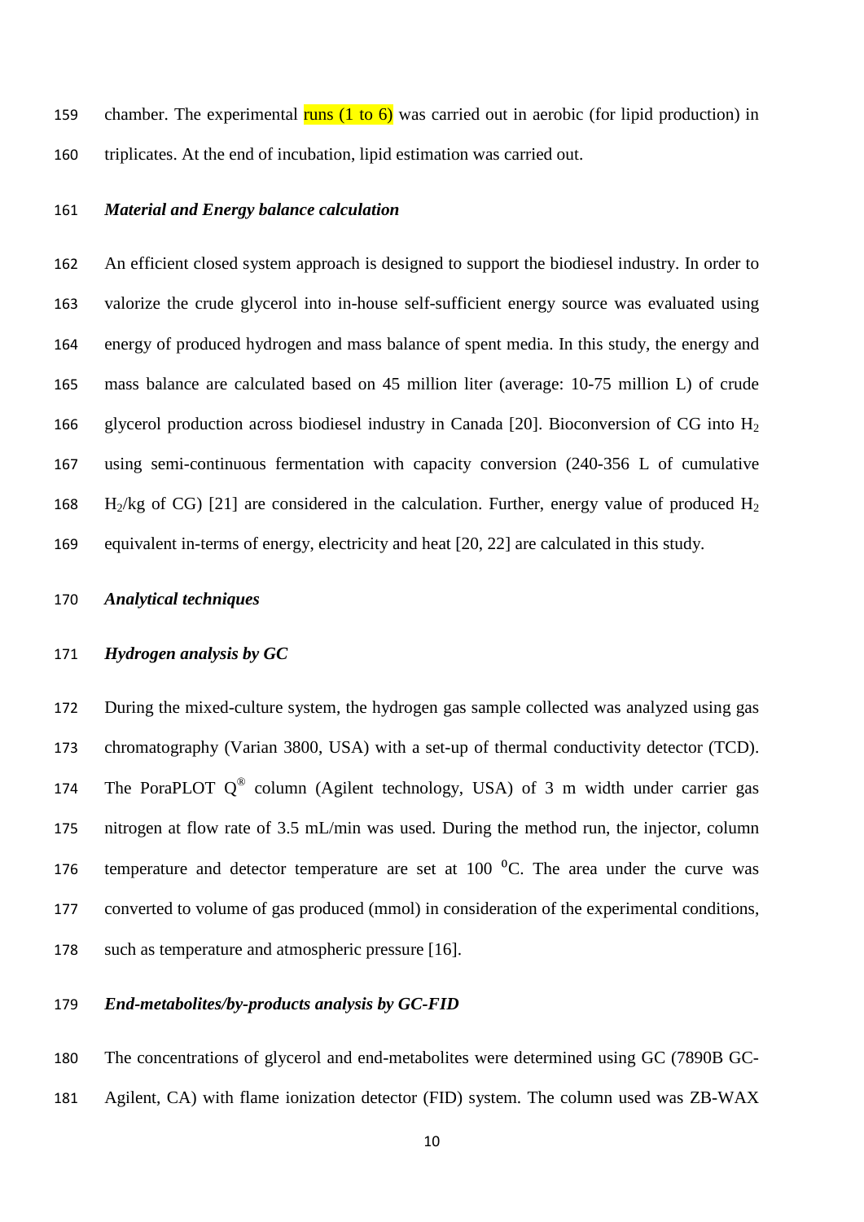chamber. The experimental runs (1 to 6) was carried out in aerobic (for lipid production) in triplicates. At the end of incubation, lipid estimation was carried out.

***Material and Energy balance calculation***

An efficient closed system approach is designed to support the biodiesel industry. In order to valorize the crude glycerol into in-house self-sufficient energy source was evaluated using energy of produced hydrogen and mass balance of spent media. In this study, the energy and mass balance are calculated based on 45 million liter (average: 10-75 million L) of crude glycerol production across biodiesel industry in Canada [20]. Bioconversion of CG into $H_2$ using semi-continuous fermentation with capacity conversion (240-356 L of cumulative $H_2$/kg of CG) [21] are considered in the calculation. Further, energy value of produced $H_2$ equivalent in-terms of energy, electricity and heat [20, 22] are calculated in this study.

***Analytical techniques***

***Hydrogen analysis by GC***

During the mixed-culture system, the hydrogen gas sample collected was analyzed using gas chromatography (Varian 3800, USA) with a set-up of thermal conductivity detector (TCD). The PoraPLOT Q® column (Agilent technology, USA) of 3 m width under carrier gas nitrogen at flow rate of 3.5 mL/min was used. During the method run, the injector, column temperature and detector temperature are set at 100 $^0$C. The area under the curve was converted to volume of gas produced (mmol) in consideration of the experimental conditions, such as temperature and atmospheric pressure [16].

***End-metabolites/by-products analysis by GC-FID***

The concentrations of glycerol and end-metabolites were determined using GC (7890B GC-Agilent, CA) with flame ionization detector (FID) system. The column used was ZB-WAX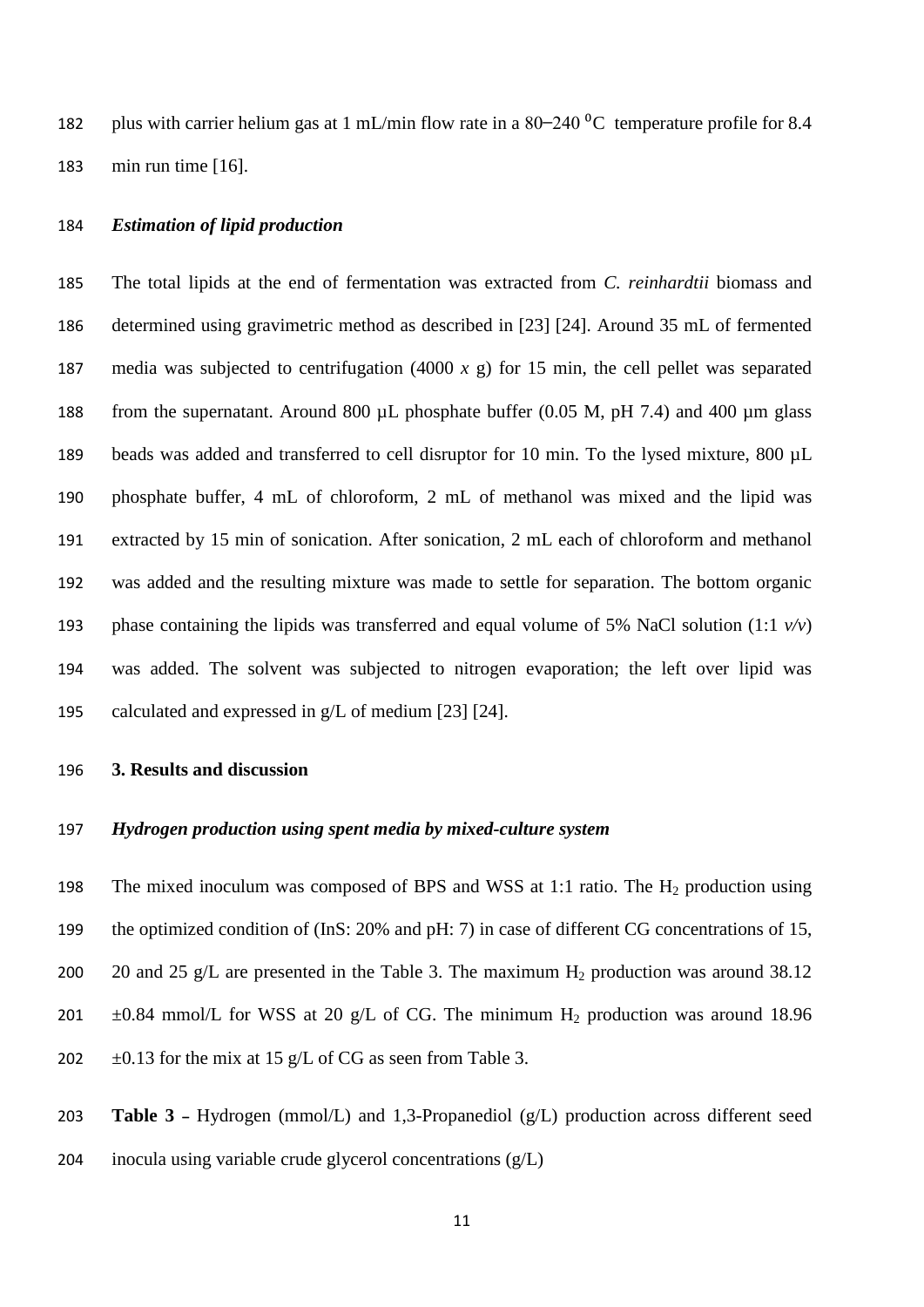plus with carrier helium gas at 1 mL/min flow rate in a 80–240 $^0$C temperature profile for 8.4 min run time [16].

### *Estimation of lipid production*

The total lipids at the end of fermentation was extracted from *C. reinhardtii* biomass and determined using gravimetric method as described in [23] [24]. Around 35 mL of fermented media was subjected to centrifugation (4000 *x* g) for 15 min, the cell pellet was separated from the supernatant. Around 800 µL phosphate buffer (0.05 M, pH 7.4) and 400 µm glass beads was added and transferred to cell disruptor for 10 min. To the lysed mixture, 800 µL phosphate buffer, 4 mL of chloroform, 2 mL of methanol was mixed and the lipid was extracted by 15 min of sonication. After sonication, 2 mL each of chloroform and methanol was added and the resulting mixture was made to settle for separation. The bottom organic phase containing the lipids was transferred and equal volume of 5% NaCl solution (1:1 *v/v*) was added. The solvent was subjected to nitrogen evaporation; the left over lipid was calculated and expressed in g/L of medium [23] [24].

## 3. Results and discussion

### *Hydrogen production using spent media by mixed-culture system*

The mixed inoculum was composed of BPS and WSS at 1:1 ratio. The $H_2$ production using the optimized condition of (InS: 20% and pH: 7) in case of different CG concentrations of 15, 20 and 25 g/L are presented in the Table 3. The maximum $H_2$ production was around 38.12 ±0.84 mmol/L for WSS at 20 g/L of CG. The minimum $H_2$ production was around 18.96 ±0.13 for the mix at 15 g/L of CG as seen from Table 3.

**Table 3 –** Hydrogen (mmol/L) and 1,3-Propanediol (g/L) production across different seed inocula using variable crude glycerol concentrations (g/L)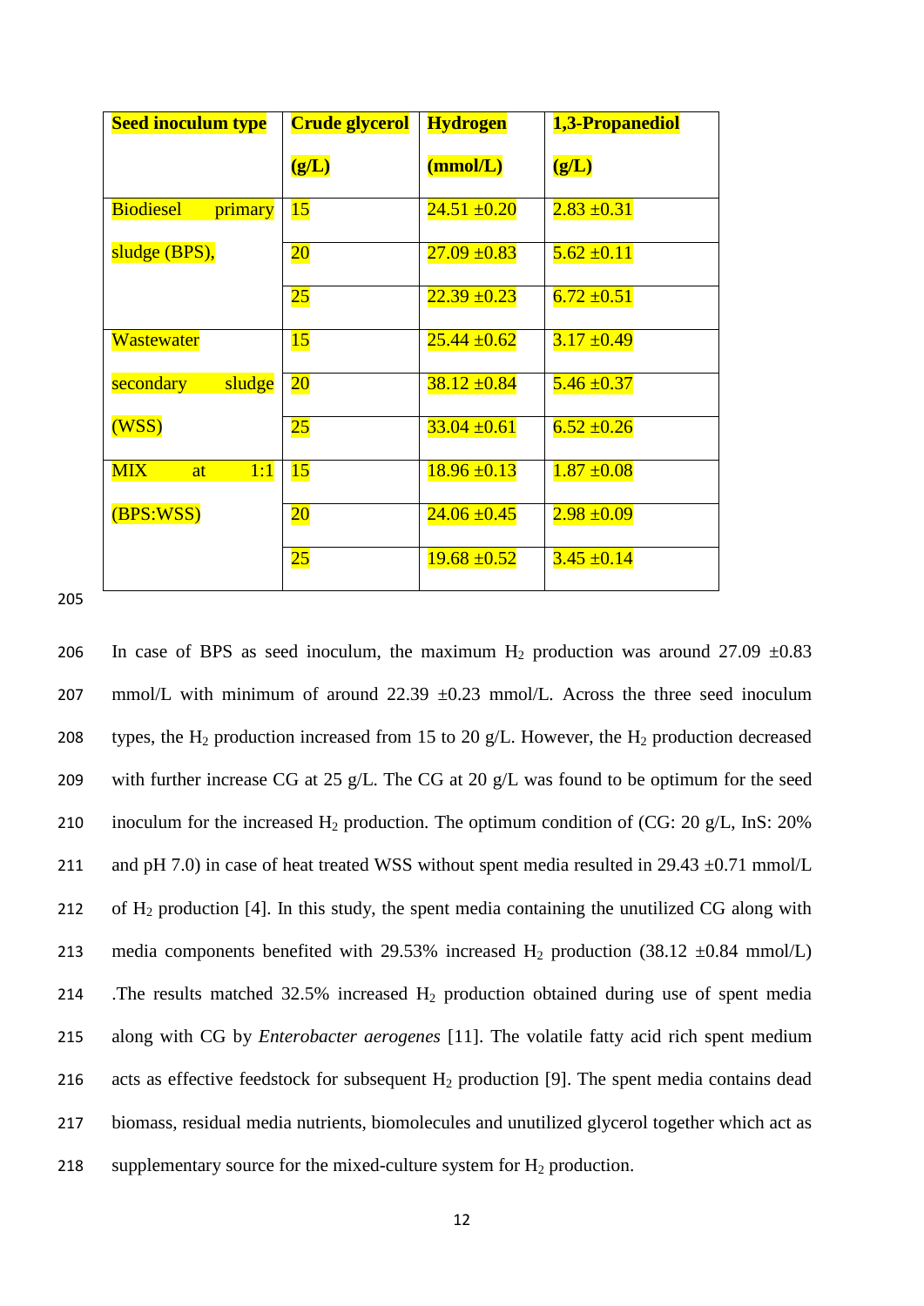| Seed inoculum type | Crude glycerol (g/L) | Hydrogen (mmol/L) | 1,3-Propanediol (g/L) |
|---|---|---|---|
| Biodiesel primary sludge (BPS), | 15 | 24.51 ±0.20 | 2.83 ±0.31 |
| | 20 | 27.09 ±0.83 | 5.62 ±0.11 |
| | 25 | 22.39 ±0.23 | 6.72 ±0.51 |
| Wastewater secondary sludge (WSS) | 15 | 25.44 ±0.62 | 3.17 ±0.49 |
| | 20 | 38.12 ±0.84 | 5.46 ±0.37 |
| | 25 | 33.04 ±0.61 | 6.52 ±0.26 |
| MIX at 1:1 (BPS:WSS) | 15 | 18.96 ±0.13 | 1.87 ±0.08 |
| | 20 | 24.06 ±0.45 | 2.98 ±0.09 |
| | 25 | 19.68 ±0.52 | 3.45 ±0.14 |

In case of BPS as seed inoculum, the maximum $H_2$ production was around 27.09 ±0.83 mmol/L with minimum of around 22.39 ±0.23 mmol/L. Across the three seed inoculum types, the $H_2$ production increased from 15 to 20 g/L. However, the $H_2$ production decreased with further increase CG at 25 g/L. The CG at 20 g/L was found to be optimum for the seed inoculum for the increased $H_2$ production. The optimum condition of (CG: 20 g/L, InS: 20% and pH 7.0) in case of heat treated WSS without spent media resulted in 29.43 ±0.71 mmol/L of $H_2$ production [4]. In this study, the spent media containing the unutilized CG along with media components benefited with 29.53% increased $H_2$ production (38.12 ±0.84 mmol/L) .The results matched 32.5% increased $H_2$ production obtained during use of spent media along with CG by *Enterobacter aerogenes* [11]. The volatile fatty acid rich spent medium acts as effective feedstock for subsequent $H_2$ production [9]. The spent media contains dead biomass, residual media nutrients, biomolecules and unutilized glycerol together which act as supplementary source for the mixed-culture system for $H_2$ production.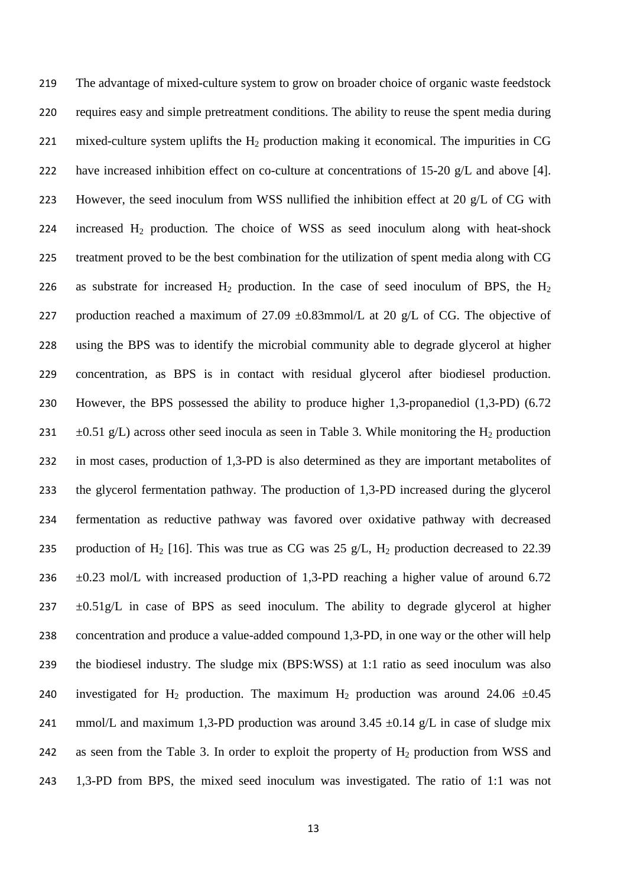The advantage of mixed-culture system to grow on broader choice of organic waste feedstock requires easy and simple pretreatment conditions. The ability to reuse the spent media during mixed-culture system uplifts the $H_2$ production making it economical. The impurities in CG have increased inhibition effect on co-culture at concentrations of 15-20 g/L and above [4]. However, the seed inoculum from WSS nullified the inhibition effect at 20 g/L of CG with increased $H_2$ production. The choice of WSS as seed inoculum along with heat-shock treatment proved to be the best combination for the utilization of spent media along with CG as substrate for increased $H_2$ production. In the case of seed inoculum of BPS, the $H_2$ production reached a maximum of 27.09 ±0.83mmol/L at 20 g/L of CG. The objective of using the BPS was to identify the microbial community able to degrade glycerol at higher concentration, as BPS is in contact with residual glycerol after biodiesel production. However, the BPS possessed the ability to produce higher 1,3-propanediol (1,3-PD) (6.72 ±0.51 g/L) across other seed inocula as seen in Table 3. While monitoring the $H_2$ production in most cases, production of 1,3-PD is also determined as they are important metabolites of the glycerol fermentation pathway. The production of 1,3-PD increased during the glycerol fermentation as reductive pathway was favored over oxidative pathway with decreased production of $H_2$ [16]. This was true as CG was 25 g/L, $H_2$ production decreased to 22.39 ±0.23 mol/L with increased production of 1,3-PD reaching a higher value of around 6.72 ±0.51g/L in case of BPS as seed inoculum. The ability to degrade glycerol at higher concentration and produce a value-added compound 1,3-PD, in one way or the other will help the biodiesel industry. The sludge mix (BPS:WSS) at 1:1 ratio as seed inoculum was also investigated for $H_2$ production. The maximum $H_2$ production was around 24.06 ±0.45 mmol/L and maximum 1,3-PD production was around 3.45 ±0.14 g/L in case of sludge mix as seen from the Table 3. In order to exploit the property of $H_2$ production from WSS and 1,3-PD from BPS, the mixed seed inoculum was investigated. The ratio of 1:1 was not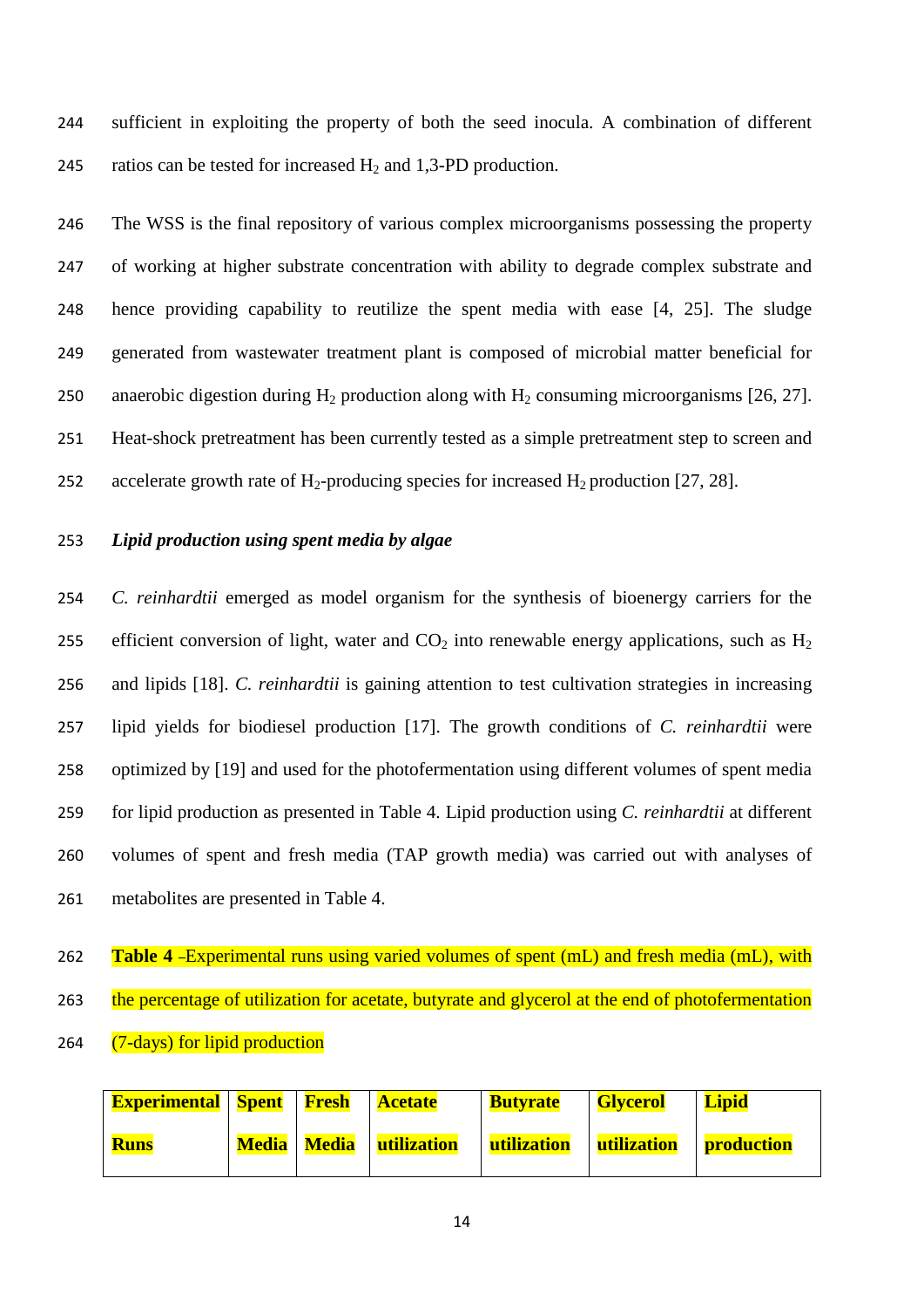sufficient in exploiting the property of both the seed inocula. A combination of different ratios can be tested for increased $H_2$ and 1,3-PD production.

The WSS is the final repository of various complex microorganisms possessing the property of working at higher substrate concentration with ability to degrade complex substrate and hence providing capability to reutilize the spent media with ease [4, 25]. The sludge generated from wastewater treatment plant is composed of microbial matter beneficial for anaerobic digestion during $H_2$ production along with $H_2$ consuming microorganisms [26, 27]. Heat-shock pretreatment has been currently tested as a simple pretreatment step to screen and accelerate growth rate of $H_2$-producing species for increased $H_2$ production [27, 28].

### *Lipid production using spent media by algae*

*C. reinhardtii* emerged as model organism for the synthesis of bioenergy carriers for the efficient conversion of light, water and $CO_2$ into renewable energy applications, such as $H_2$ and lipids [18]. *C. reinhardtii* is gaining attention to test cultivation strategies in increasing lipid yields for biodiesel production [17]. The growth conditions of *C. reinhardtii* were optimized by [19] and used for the photofermentation using different volumes of spent media for lipid production as presented in Table 4. Lipid production using *C. reinhardtii* at different volumes of spent and fresh media (TAP growth media) was carried out with analyses of metabolites are presented in Table 4.

**Table 4** –Experimental runs using varied volumes of spent (mL) and fresh media (mL), with the percentage of utilization for acetate, butyrate and glycerol at the end of photofermentation (7-days) for lipid production

| Experimental Runs | Spent Media | Fresh Media | Acetate utilization | Butyrate utilization | Glycerol utilization | Lipid production |
|---|---|---|---|---|---|---|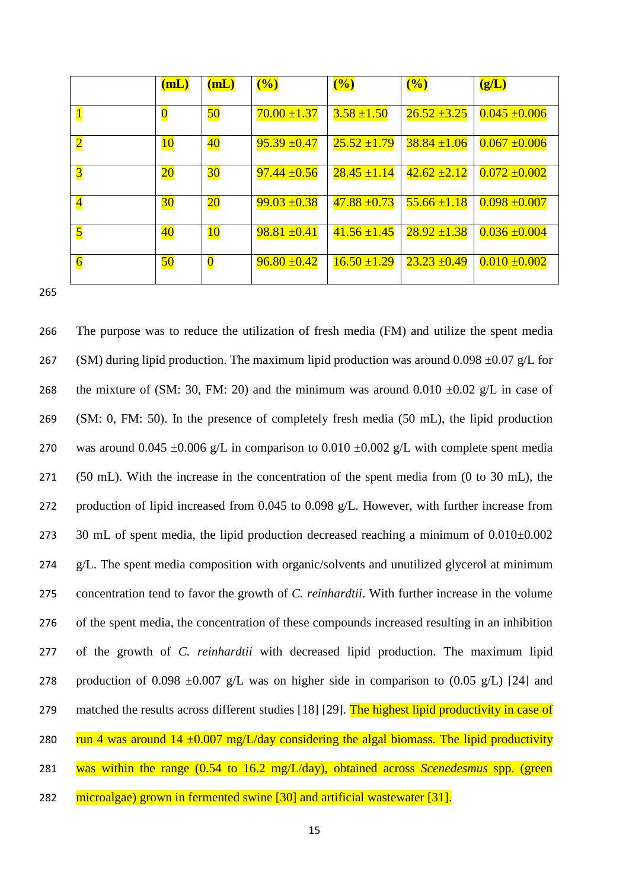| | (mL) | (mL) | (%) | (%) | (%) | (g/L) |
|---|---|---|---|---|---|---|
| 1 | 0 | 50 | 70.00 ±1.37 | 3.58 ±1.50 | 26.52 ±3.25 | 0.045 ±0.006 |
| 2 | 10 | 40 | 95.39 ±0.47 | 25.52 ±1.79 | 38.84 ±1.06 | 0.067 ±0.006 |
| 3 | 20 | 30 | 97.44 ±0.56 | 28.45 ±1.14 | 42.62 ±2.12 | 0.072 ±0.002 |
| 4 | 30 | 20 | 99.03 ±0.38 | 47.88 ±0.73 | 55.66 ±1.18 | 0.098 ±0.007 |
| 5 | 40 | 10 | 98.81 ±0.41 | 41.56 ±1.45 | 28.92 ±1.38 | 0.036 ±0.004 |
| 6 | 50 | 0 | 96.80 ±0.42 | 16.50 ±1.29 | 23.23 ±0.49 | 0.010 ±0.002 |

The purpose was to reduce the utilization of fresh media (FM) and utilize the spent media (SM) during lipid production. The maximum lipid production was around 0.098 ±0.07 g/L for the mixture of (SM: 30, FM: 20) and the minimum was around 0.010 ±0.02 g/L in case of (SM: 0, FM: 50). In the presence of completely fresh media (50 mL), the lipid production was around 0.045 ±0.006 g/L in comparison to 0.010 ±0.002 g/L with complete spent media (50 mL). With the increase in the concentration of the spent media from (0 to 30 mL), the production of lipid increased from 0.045 to 0.098 g/L. However, with further increase from 30 mL of spent media, the lipid production decreased reaching a minimum of 0.010±0.002 g/L. The spent media composition with organic/solvents and unutilized glycerol at minimum concentration tend to favor the growth of *C. reinhardtii*. With further increase in the volume of the spent media, the concentration of these compounds increased resulting in an inhibition of the growth of *C. reinhardtii* with decreased lipid production. The maximum lipid production of 0.098 ±0.007 g/L was on higher side in comparison to (0.05 g/L) [24] and matched the results across different studies [18] [29]. The highest lipid productivity in case of run 4 was around 14 ±0.007 mg/L/day considering the algal biomass. The lipid productivity was within the range (0.54 to 16.2 mg/L/day), obtained across *Scenedesmus* spp. (green microalgae) grown in fermented swine [30] and artificial wastewater [31].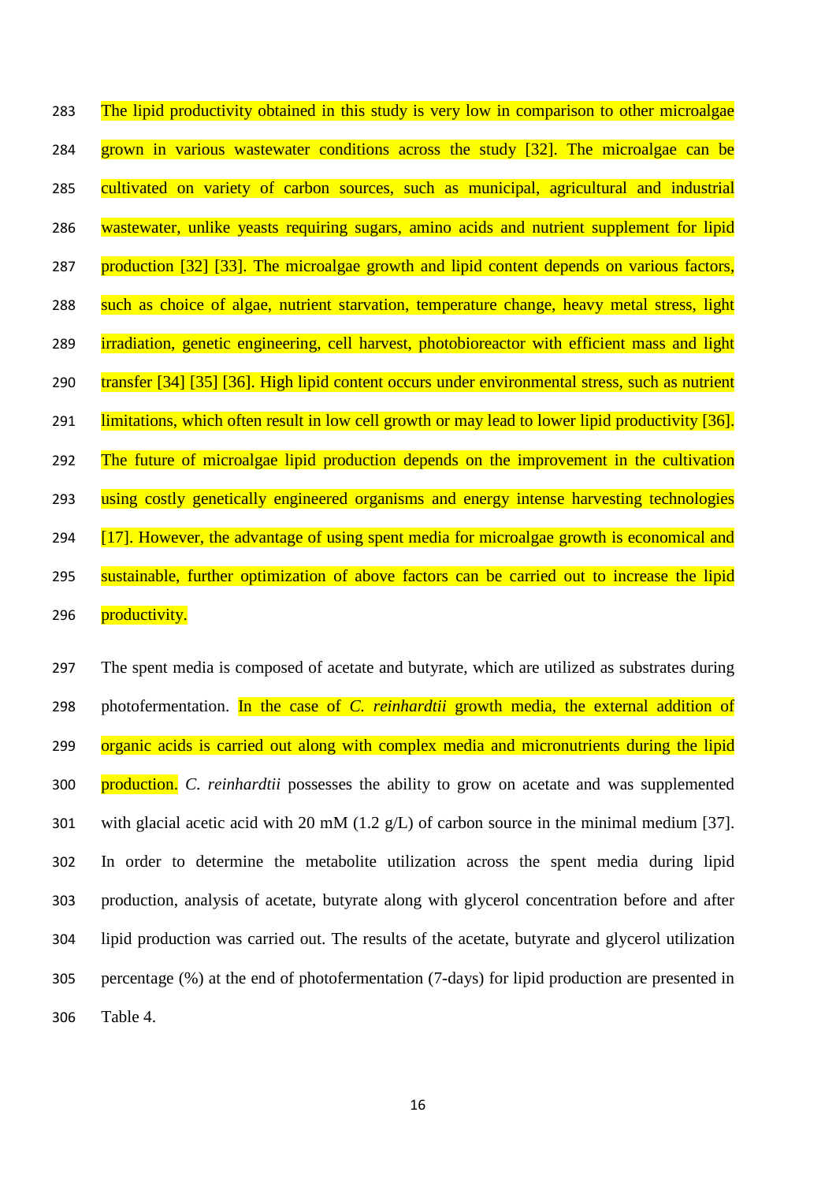The lipid productivity obtained in this study is very low in comparison to other microalgae grown in various wastewater conditions across the study [32]. The microalgae can be cultivated on variety of carbon sources, such as municipal, agricultural and industrial wastewater, unlike yeasts requiring sugars, amino acids and nutrient supplement for lipid production [32] [33]. The microalgae growth and lipid content depends on various factors, such as choice of algae, nutrient starvation, temperature change, heavy metal stress, light irradiation, genetic engineering, cell harvest, photobioreactor with efficient mass and light transfer [34] [35] [36]. High lipid content occurs under environmental stress, such as nutrient limitations, which often result in low cell growth or may lead to lower lipid productivity [36]. The future of microalgae lipid production depends on the improvement in the cultivation using costly genetically engineered organisms and energy intense harvesting technologies [17]. However, the advantage of using spent media for microalgae growth is economical and sustainable, further optimization of above factors can be carried out to increase the lipid productivity.

The spent media is composed of acetate and butyrate, which are utilized as substrates during photofermentation. In the case of *C. reinhardtii* growth media, the external addition of organic acids is carried out along with complex media and micronutrients during the lipid production. *C. reinhardtii* possesses the ability to grow on acetate and was supplemented with glacial acetic acid with 20 mM (1.2 g/L) of carbon source in the minimal medium [37]. In order to determine the metabolite utilization across the spent media during lipid production, analysis of acetate, butyrate along with glycerol concentration before and after lipid production was carried out. The results of the acetate, butyrate and glycerol utilization percentage (%) at the end of photofermentation (7-days) for lipid production are presented in Table 4.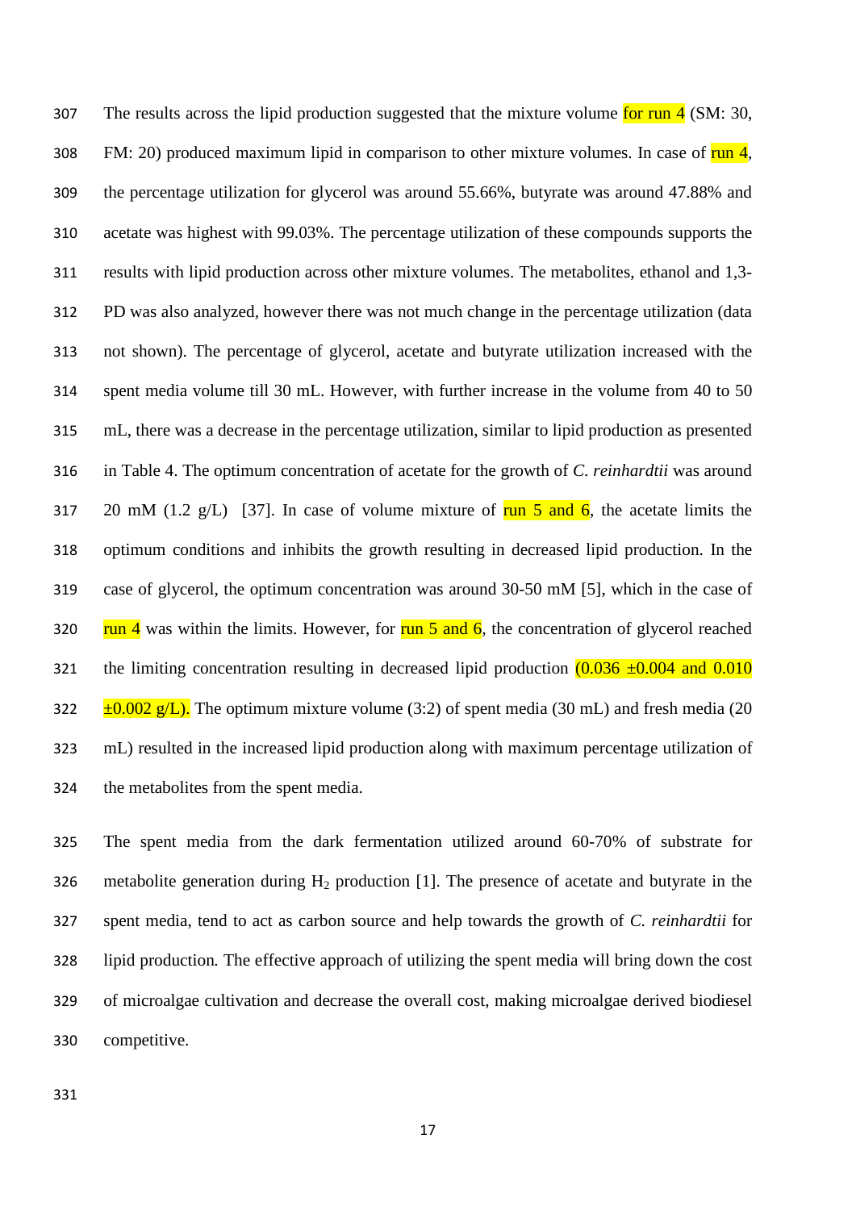The results across the lipid production suggested that the mixture volume for run 4 (SM: 30, FM: 20) produced maximum lipid in comparison to other mixture volumes. In case of run 4, the percentage utilization for glycerol was around 55.66%, butyrate was around 47.88% and acetate was highest with 99.03%. The percentage utilization of these compounds supports the results with lipid production across other mixture volumes. The metabolites, ethanol and 1,3-PD was also analyzed, however there was not much change in the percentage utilization (data not shown). The percentage of glycerol, acetate and butyrate utilization increased with the spent media volume till 30 mL. However, with further increase in the volume from 40 to 50 mL, there was a decrease in the percentage utilization, similar to lipid production as presented in Table 4. The optimum concentration of acetate for the growth of *C. reinhardtii* was around 20 mM (1.2 g/L) [37]. In case of volume mixture of run 5 and 6, the acetate limits the optimum conditions and inhibits the growth resulting in decreased lipid production. In the case of glycerol, the optimum concentration was around 30-50 mM [5], which in the case of run 4 was within the limits. However, for run 5 and 6, the concentration of glycerol reached the limiting concentration resulting in decreased lipid production (0.036 ±0.004 and 0.010 ±0.002 g/L). The optimum mixture volume (3:2) of spent media (30 mL) and fresh media (20 mL) resulted in the increased lipid production along with maximum percentage utilization of the metabolites from the spent media.

The spent media from the dark fermentation utilized around 60-70% of substrate for metabolite generation during $H_2$ production [1]. The presence of acetate and butyrate in the spent media, tend to act as carbon source and help towards the growth of *C. reinhardtii* for lipid production. The effective approach of utilizing the spent media will bring down the cost of microalgae cultivation and decrease the overall cost, making microalgae derived biodiesel competitive.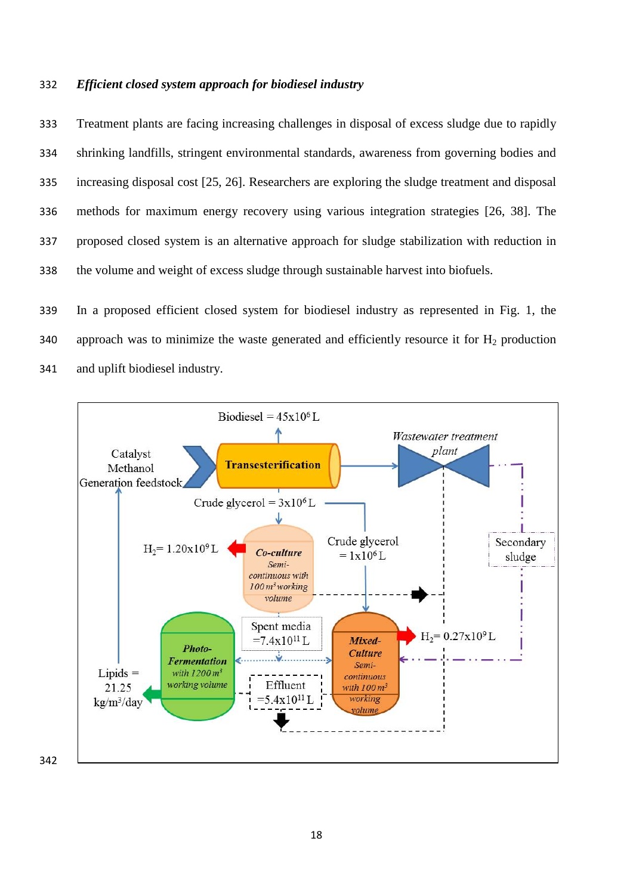***Efficient closed system approach for biodiesel industry***

Treatment plants are facing increasing challenges in disposal of excess sludge due to rapidly shrinking landfills, stringent environmental standards, awareness from governing bodies and increasing disposal cost [25, 26]. Researchers are exploring the sludge treatment and disposal methods for maximum energy recovery using various integration strategies [26, 38]. The proposed closed system is an alternative approach for sludge stabilization with reduction in the volume and weight of excess sludge through sustainable harvest into biofuels.

In a proposed efficient closed system for biodiesel industry as represented in Fig. 1, the approach was to minimize the waste generated and efficiently resource it for $H_2$ production and uplift biodiesel industry.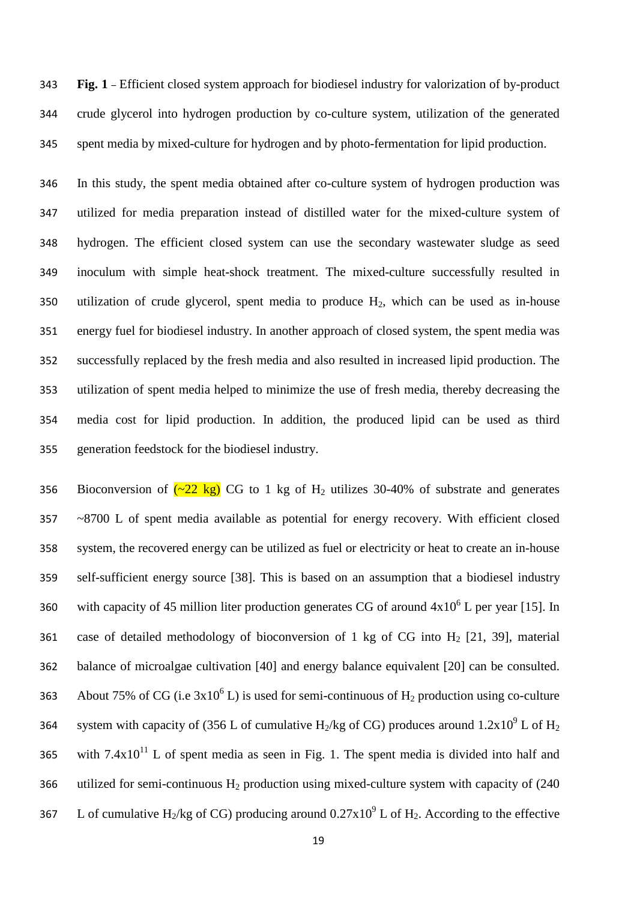**Fig. 1** – Efficient closed system approach for biodiesel industry for valorization of by-product crude glycerol into hydrogen production by co-culture system, utilization of the generated spent media by mixed-culture for hydrogen and by photo-fermentation for lipid production.

In this study, the spent media obtained after co-culture system of hydrogen production was utilized for media preparation instead of distilled water for the mixed-culture system of hydrogen. The efficient closed system can use the secondary wastewater sludge as seed inoculum with simple heat-shock treatment. The mixed-culture successfully resulted in utilization of crude glycerol, spent media to produce $H_2$, which can be used as in-house energy fuel for biodiesel industry. In another approach of closed system, the spent media was successfully replaced by the fresh media and also resulted in increased lipid production. The utilization of spent media helped to minimize the use of fresh media, thereby decreasing the media cost for lipid production. In addition, the produced lipid can be used as third generation feedstock for the biodiesel industry.

Bioconversion of (~22 kg) CG to 1 kg of $H_2$ utilizes 30-40% of substrate and generates ~8700 L of spent media available as potential for energy recovery. With efficient closed system, the recovered energy can be utilized as fuel or electricity or heat to create an in-house self-sufficient energy source [38]. This is based on an assumption that a biodiesel industry with capacity of 45 million liter production generates CG of around $4 \times 10^6$ L per year [15]. In case of detailed methodology of bioconversion of 1 kg of CG into $H_2$ [21, 39], material balance of microalgae cultivation [40] and energy balance equivalent [20] can be consulted. About 75% of CG (i.e $3 \times 10^6$ L) is used for semi-continuous of $H_2$ production using co-culture system with capacity of (356 L of cumulative $H_2$/kg of CG) produces around $1.2 \times 10^9$ L of $H_2$ with $7.4 \times 10^{11}$ L of spent media as seen in Fig. 1. The spent media is divided into half and utilized for semi-continuous $H_2$ production using mixed-culture system with capacity of (240 L of cumulative $H_2$/kg of CG) producing around $0.27 \times 10^9$ L of $H_2$. According to the effective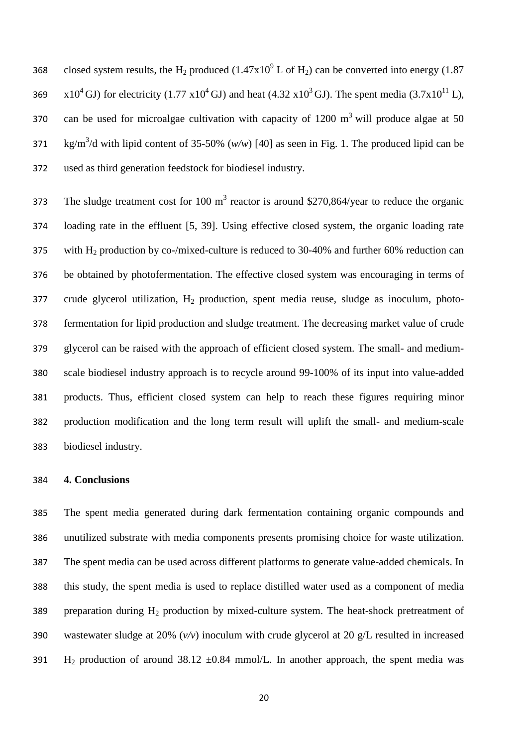closed system results, the $H_2$ produced ($1.47 \times 10^9$ L of $H_2$) can be converted into energy ($1.87 \times 10^4$ GJ) for electricity ($1.77 \times 10^4$ GJ) and heat ($4.32 \times 10^3$ GJ). The spent media ($3.7 \times 10^{11}$ L), can be used for microalgae cultivation with capacity of 1200 $m^3$ will produce algae at 50 kg/$m^3$/d with lipid content of 35-50% (*w/w*) [40] as seen in Fig. 1. The produced lipid can be used as third generation feedstock for biodiesel industry.

The sludge treatment cost for 100 $m^3$ reactor is around $270,864/year to reduce the organic loading rate in the effluent [5, 39]. Using effective closed system, the organic loading rate with $H_2$ production by co-/mixed-culture is reduced to 30-40% and further 60% reduction can be obtained by photofermentation. The effective closed system was encouraging in terms of crude glycerol utilization, $H_2$ production, spent media reuse, sludge as inoculum, photo-fermentation for lipid production and sludge treatment. The decreasing market value of crude glycerol can be raised with the approach of efficient closed system. The small- and medium-scale biodiesel industry approach is to recycle around 99-100% of its input into value-added products. Thus, efficient closed system can help to reach these figures requiring minor production modification and the long term result will uplift the small- and medium-scale biodiesel industry.

## 4. Conclusions

The spent media generated during dark fermentation containing organic compounds and unutilized substrate with media components presents promising choice for waste utilization. The spent media can be used across different platforms to generate value-added chemicals. In this study, the spent media is used to replace distilled water used as a component of media preparation during $H_2$ production by mixed-culture system. The heat-shock pretreatment of wastewater sludge at 20% (*v/v*) inoculum with crude glycerol at 20 g/L resulted in increased $H_2$ production of around 38.12 $\pm$0.84 mmol/L. In another approach, the spent media was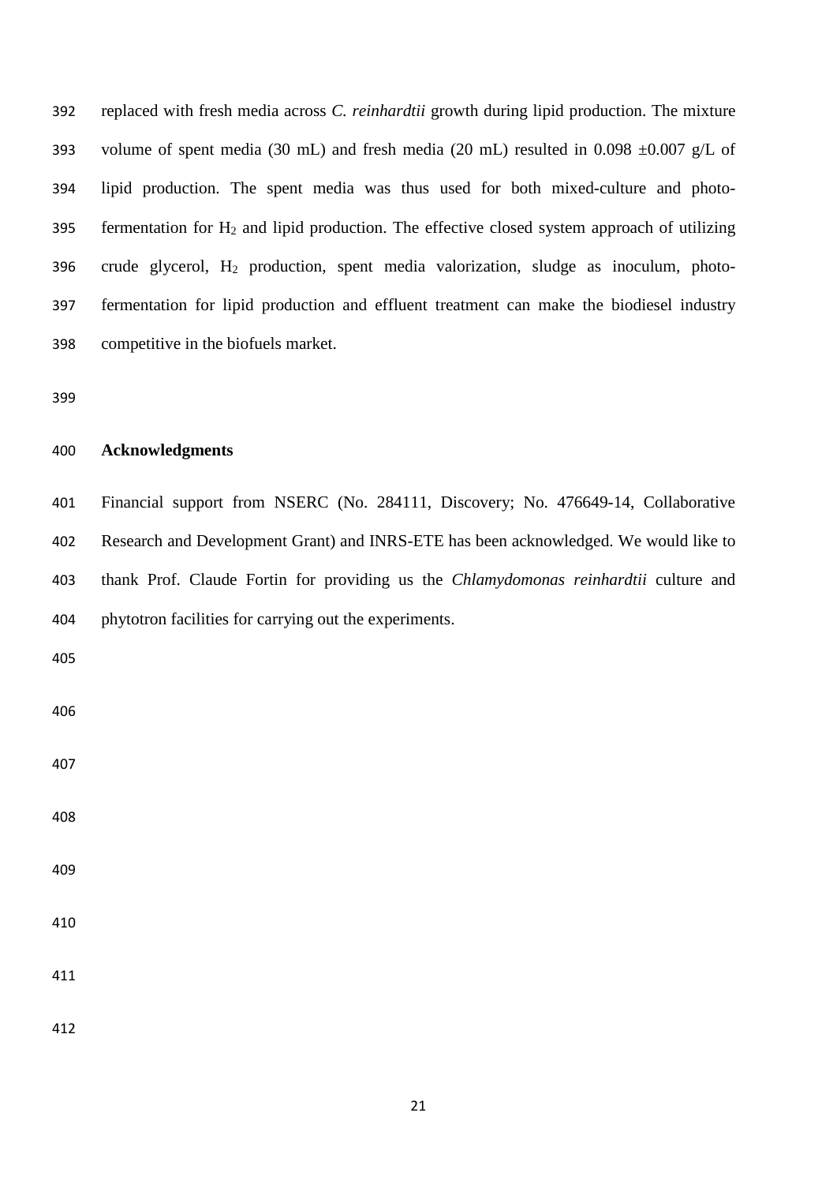replaced with fresh media across *C. reinhardtii* growth during lipid production. The mixture volume of spent media (30 mL) and fresh media (20 mL) resulted in 0.098 ±0.007 g/L of lipid production. The spent media was thus used for both mixed-culture and photo-fermentation for $H_2$ and lipid production. The effective closed system approach of utilizing crude glycerol, $H_2$ production, spent media valorization, sludge as inoculum, photo-fermentation for lipid production and effluent treatment can make the biodiesel industry competitive in the biofuels market.

## Acknowledgments

Financial support from NSERC (No. 284111, Discovery; No. 476649-14, Collaborative Research and Development Grant) and INRS-ETE has been acknowledged. We would like to thank Prof. Claude Fortin for providing us the *Chlamydomonas reinhardtii* culture and phytotron facilities for carrying out the experiments.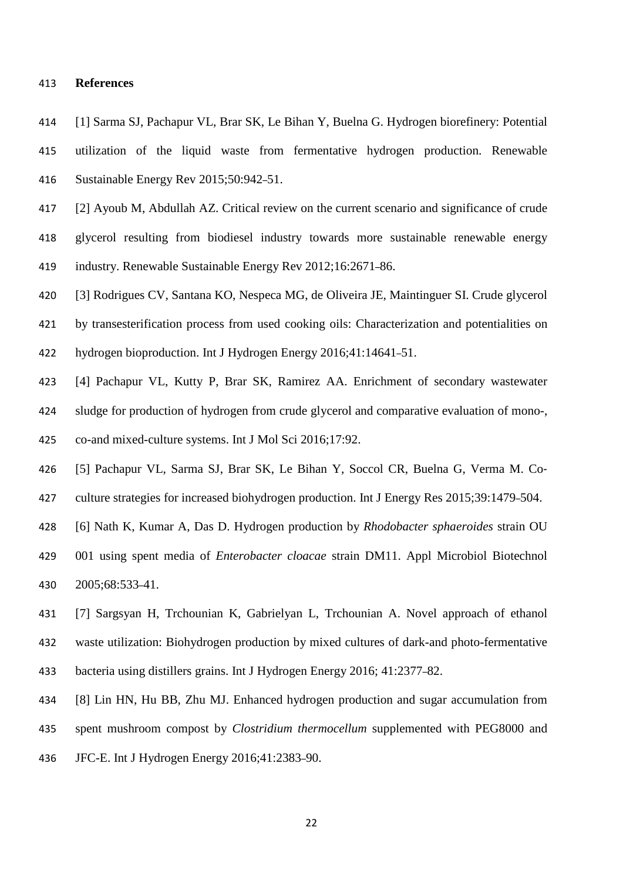## References

[1] Sarma SJ, Pachapur VL, Brar SK, Le Bihan Y, Buelna G. Hydrogen biorefinery: Potential utilization of the liquid waste from fermentative hydrogen production. Renewable Sustainable Energy Rev 2015;50:942–51.

[2] Ayoub M, Abdullah AZ. Critical review on the current scenario and significance of crude glycerol resulting from biodiesel industry towards more sustainable renewable energy industry. Renewable Sustainable Energy Rev 2012;16:2671–86.

[3] Rodrigues CV, Santana KO, Nespeca MG, de Oliveira JE, Maintinguer SI. Crude glycerol by transesterification process from used cooking oils: Characterization and potentialities on hydrogen bioproduction. Int J Hydrogen Energy 2016;41:14641–51.

[4] Pachapur VL, Kutty P, Brar SK, Ramirez AA. Enrichment of secondary wastewater sludge for production of hydrogen from crude glycerol and comparative evaluation of mono-, co-and mixed-culture systems. Int J Mol Sci 2016;17:92.

[5] Pachapur VL, Sarma SJ, Brar SK, Le Bihan Y, Soccol CR, Buelna G, Verma M. Co-culture strategies for increased biohydrogen production. Int J Energy Res 2015;39:1479–504.

[6] Nath K, Kumar A, Das D. Hydrogen production by *Rhodobacter sphaeroides* strain OU 001 using spent media of *Enterobacter cloacae* strain DM11. Appl Microbiol Biotechnol 2005;68:533–41.

[7] Sargsyan H, Trchounian K, Gabrielyan L, Trchounian A. Novel approach of ethanol waste utilization: Biohydrogen production by mixed cultures of dark-and photo-fermentative bacteria using distillers grains. Int J Hydrogen Energy 2016; 41:2377–82.

[8] Lin HN, Hu BB, Zhu MJ. Enhanced hydrogen production and sugar accumulation from spent mushroom compost by *Clostridium thermocellum* supplemented with PEG8000 and JFC-E. Int J Hydrogen Energy 2016;41:2383–90.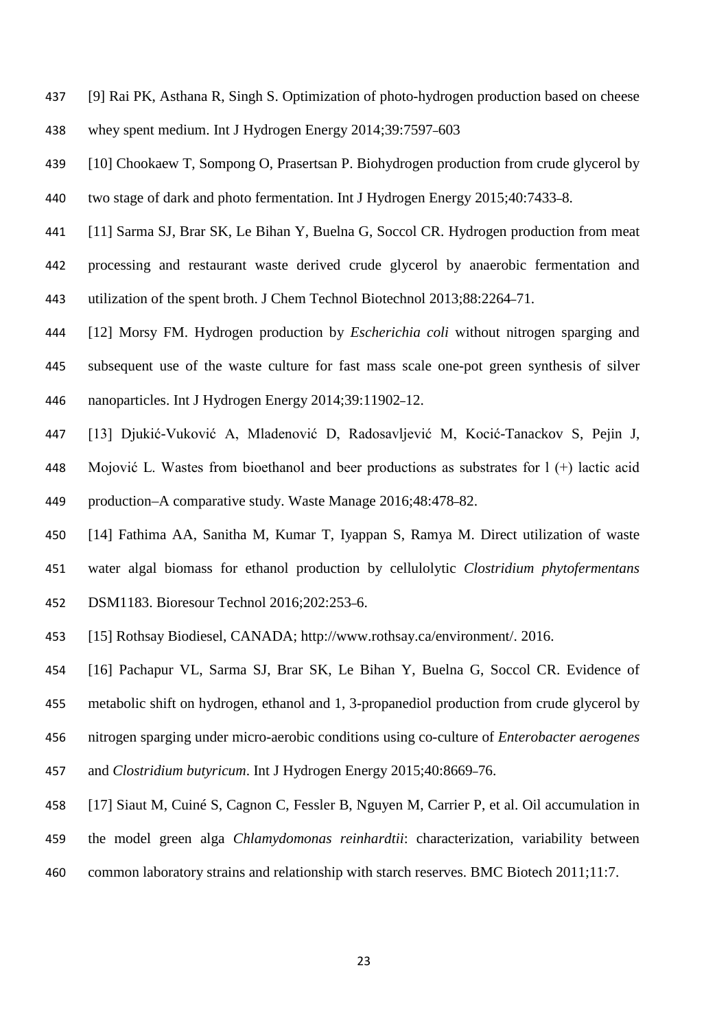[9] Rai PK, Asthana R, Singh S. Optimization of photo-hydrogen production based on cheese whey spent medium. Int J Hydrogen Energy 2014;39:7597–603

[10] Chookaew T, Sompong O, Prasertsan P. Biohydrogen production from crude glycerol by two stage of dark and photo fermentation. Int J Hydrogen Energy 2015;40:7433–8.

[11] Sarma SJ, Brar SK, Le Bihan Y, Buelna G, Soccol CR. Hydrogen production from meat processing and restaurant waste derived crude glycerol by anaerobic fermentation and utilization of the spent broth. J Chem Technol Biotechnol 2013;88:2264–71.

[12] Morsy FM. Hydrogen production by *Escherichia coli* without nitrogen sparging and subsequent use of the waste culture for fast mass scale one-pot green synthesis of silver nanoparticles. Int J Hydrogen Energy 2014;39:11902–12.

[13] Djukić-Vuković A, Mladenović D, Radosavljević M, Kocić-Tanackov S, Pejin J, Mojović L. Wastes from bioethanol and beer productions as substrates for l (+) lactic acid production–A comparative study. Waste Manage 2016;48:478–82.

[14] Fathima AA, Sanitha M, Kumar T, Iyappan S, Ramya M. Direct utilization of waste water algal biomass for ethanol production by cellulolytic *Clostridium phytofermentans* DSM1183. Bioresour Technol 2016;202:253–6.

[15] Rothsay Biodiesel, CANADA; http://www.rothsay.ca/environment/. 2016.

[16] Pachapur VL, Sarma SJ, Brar SK, Le Bihan Y, Buelna G, Soccol CR. Evidence of metabolic shift on hydrogen, ethanol and 1, 3-propanediol production from crude glycerol by nitrogen sparging under micro-aerobic conditions using co-culture of *Enterobacter aerogenes* and *Clostridium butyricum*. Int J Hydrogen Energy 2015;40:8669–76.

[17] Siaut M, Cuiné S, Cagnon C, Fessler B, Nguyen M, Carrier P, et al. Oil accumulation in the model green alga *Chlamydomonas reinhardtii*: characterization, variability between common laboratory strains and relationship with starch reserves. BMC Biotech 2011;11:7.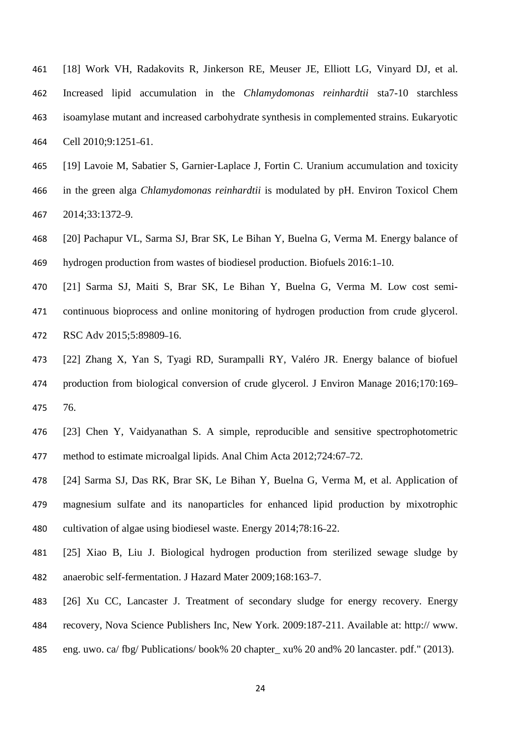[18] Work VH, Radakovits R, Jinkerson RE, Meuser JE, Elliott LG, Vinyard DJ, et al. Increased lipid accumulation in the *Chlamydomonas reinhardtii* sta7-10 starchless isoamylase mutant and increased carbohydrate synthesis in complemented strains. Eukaryotic Cell 2010;9:1251–61.

[19] Lavoie M, Sabatier S, Garnier-Laplace J, Fortin C. Uranium accumulation and toxicity in the green alga *Chlamydomonas reinhardtii* is modulated by pH. Environ Toxicol Chem 2014;33:1372–9.

[20] Pachapur VL, Sarma SJ, Brar SK, Le Bihan Y, Buelna G, Verma M. Energy balance of hydrogen production from wastes of biodiesel production. Biofuels 2016:1–10.

[21] Sarma SJ, Maiti S, Brar SK, Le Bihan Y, Buelna G, Verma M. Low cost semi-continuous bioprocess and online monitoring of hydrogen production from crude glycerol. RSC Adv 2015;5:89809–16.

[22] Zhang X, Yan S, Tyagi RD, Surampalli RY, Valéro JR. Energy balance of biofuel production from biological conversion of crude glycerol. J Environ Manage 2016;170:169–76.

[23] Chen Y, Vaidyanathan S. A simple, reproducible and sensitive spectrophotometric method to estimate microalgal lipids. Anal Chim Acta 2012;724:67–72.

[24] Sarma SJ, Das RK, Brar SK, Le Bihan Y, Buelna G, Verma M, et al. Application of magnesium sulfate and its nanoparticles for enhanced lipid production by mixotrophic cultivation of algae using biodiesel waste. Energy 2014;78:16–22.

[25] Xiao B, Liu J. Biological hydrogen production from sterilized sewage sludge by anaerobic self-fermentation. J Hazard Mater 2009;168:163–7.

[26] Xu CC, Lancaster J. Treatment of secondary sludge for energy recovery. Energy recovery, Nova Science Publishers Inc, New York. 2009:187-211. Available at: http:// www. eng. uwo. ca/ fbg/ Publications/ book% 20 chapter_ xu% 20 and% 20 lancaster. pdf." (2013).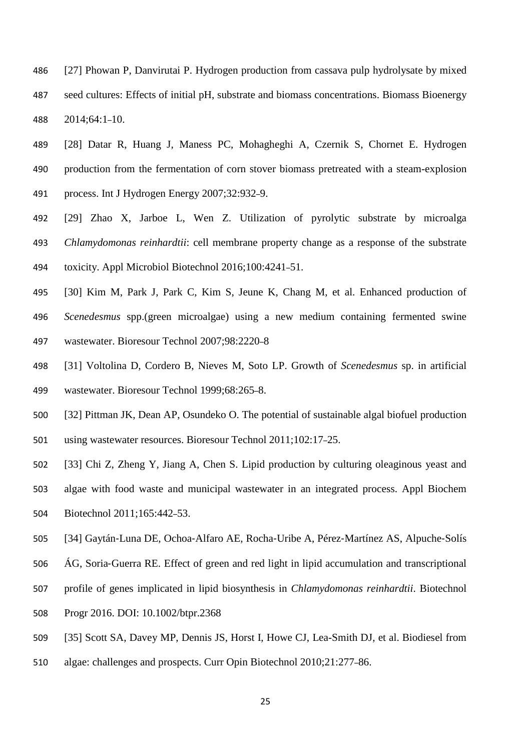[27] Phowan P, Danvirutai P. Hydrogen production from cassava pulp hydrolysate by mixed seed cultures: Effects of initial pH, substrate and biomass concentrations. Biomass Bioenergy 2014;64:1–10.

[28] Datar R, Huang J, Maness PC, Mohagheghi A, Czernik S, Chornet E. Hydrogen production from the fermentation of corn stover biomass pretreated with a steam-explosion process. Int J Hydrogen Energy 2007;32:932–9.

[29] Zhao X, Jarboe L, Wen Z. Utilization of pyrolytic substrate by microalga *Chlamydomonas reinhardtii*: cell membrane property change as a response of the substrate toxicity. Appl Microbiol Biotechnol 2016;100:4241–51.

[30] Kim M, Park J, Park C, Kim S, Jeune K, Chang M, et al. Enhanced production of *Scenedesmus* spp.(green microalgae) using a new medium containing fermented swine wastewater. Bioresour Technol 2007;98:2220–8

[31] Voltolina D, Cordero B, Nieves M, Soto LP. Growth of *Scenedesmus* sp. in artificial wastewater. Bioresour Technol 1999;68:265–8.

[32] Pittman JK, Dean AP, Osundeko O. The potential of sustainable algal biofuel production using wastewater resources. Bioresour Technol 2011;102:17–25.

[33] Chi Z, Zheng Y, Jiang A, Chen S. Lipid production by culturing oleaginous yeast and algae with food waste and municipal wastewater in an integrated process. Appl Biochem Biotechnol 2011;165:442–53.

[34] Gaytán-Luna DE, Ochoa-Alfaro AE, Rocha-Uribe A, Pérez-Martínez AS, Alpuche-Solís ÁG, Soria-Guerra RE. Effect of green and red light in lipid accumulation and transcriptional profile of genes implicated in lipid biosynthesis in *Chlamydomonas reinhardtii*. Biotechnol Progr 2016. DOI: 10.1002/btpr.2368

[35] Scott SA, Davey MP, Dennis JS, Horst I, Howe CJ, Lea-Smith DJ, et al. Biodiesel from algae: challenges and prospects. Curr Opin Biotechnol 2010;21:277–86.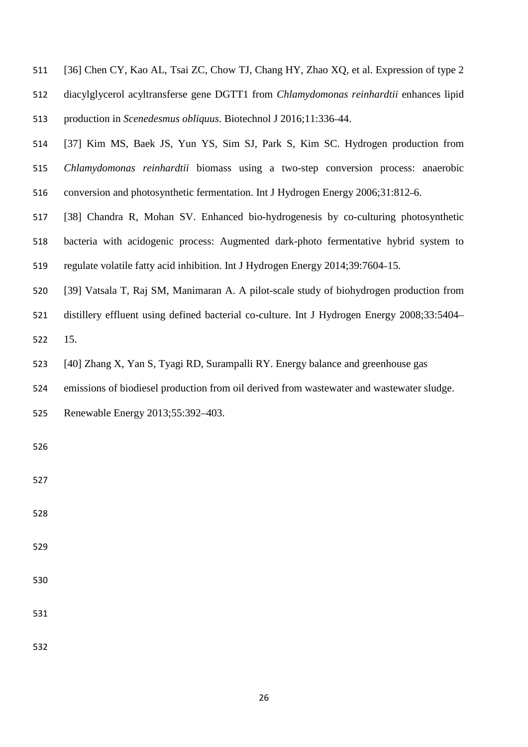[36] Chen CY, Kao AL, Tsai ZC, Chow TJ, Chang HY, Zhao XQ, et al. Expression of type 2 diacylglycerol acyltransferse gene DGTT1 from *Chlamydomonas reinhardtii* enhances lipid production in *Scenedesmus obliquus*. Biotechnol J 2016;11:336–44.

[37] Kim MS, Baek JS, Yun YS, Sim SJ, Park S, Kim SC. Hydrogen production from *Chlamydomonas reinhardtii* biomass using a two-step conversion process: anaerobic conversion and photosynthetic fermentation. Int J Hydrogen Energy 2006;31:812–6.

[38] Chandra R, Mohan SV. Enhanced bio-hydrogenesis by co-culturing photosynthetic bacteria with acidogenic process: Augmented dark-photo fermentative hybrid system to regulate volatile fatty acid inhibition. Int J Hydrogen Energy 2014;39:7604–15.

[39] Vatsala T, Raj SM, Manimaran A. A pilot-scale study of biohydrogen production from distillery effluent using defined bacterial co-culture. Int J Hydrogen Energy 2008;33:5404–15.

[40] Zhang X, Yan S, Tyagi RD, Surampalli RY. Energy balance and greenhouse gas emissions of biodiesel production from oil derived from wastewater and wastewater sludge. Renewable Energy 2013;55:392–403.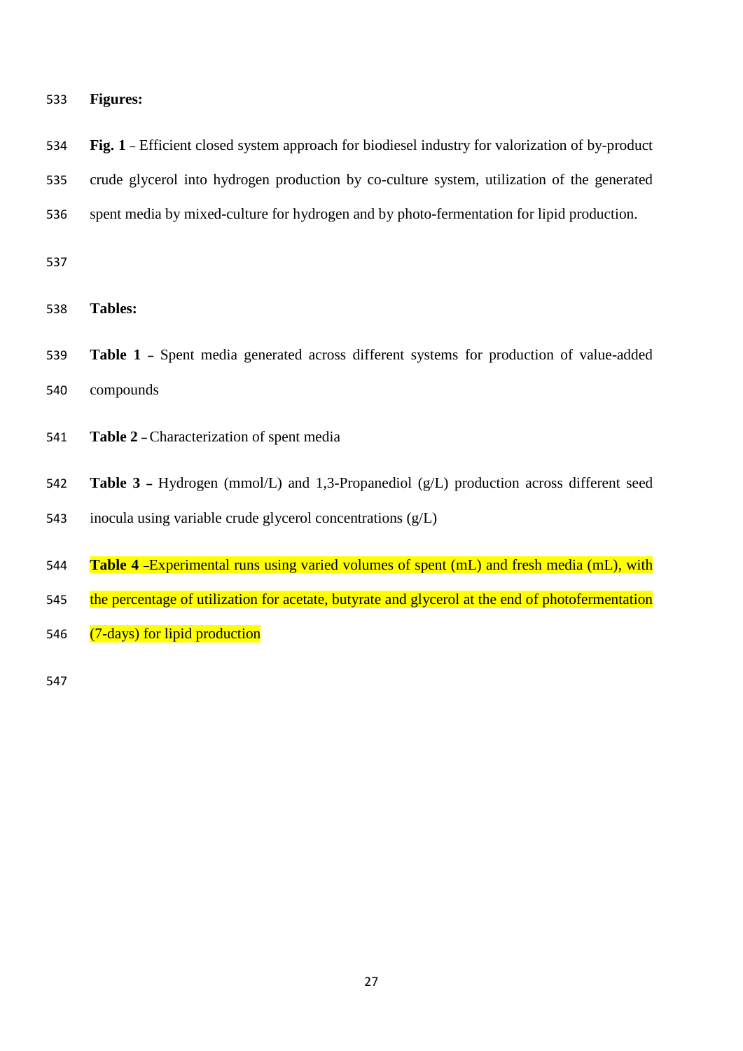**Figures:**

**Fig. 1** – Efficient closed system approach for biodiesel industry for valorization of by-product crude glycerol into hydrogen production by co-culture system, utilization of the generated spent media by mixed-culture for hydrogen and by photo-fermentation for lipid production.

**Tables:**

**Table 1 –** Spent media generated across different systems for production of value-added compounds

**Table 2 –** Characterization of spent media

**Table 3 –** Hydrogen (mmol/L) and 1,3-Propanediol (g/L) production across different seed inocula using variable crude glycerol concentrations (g/L)

**Table 4** –Experimental runs using varied volumes of spent (mL) and fresh media (mL), with the percentage of utilization for acetate, butyrate and glycerol at the end of photofermentation (7-days) for lipid production